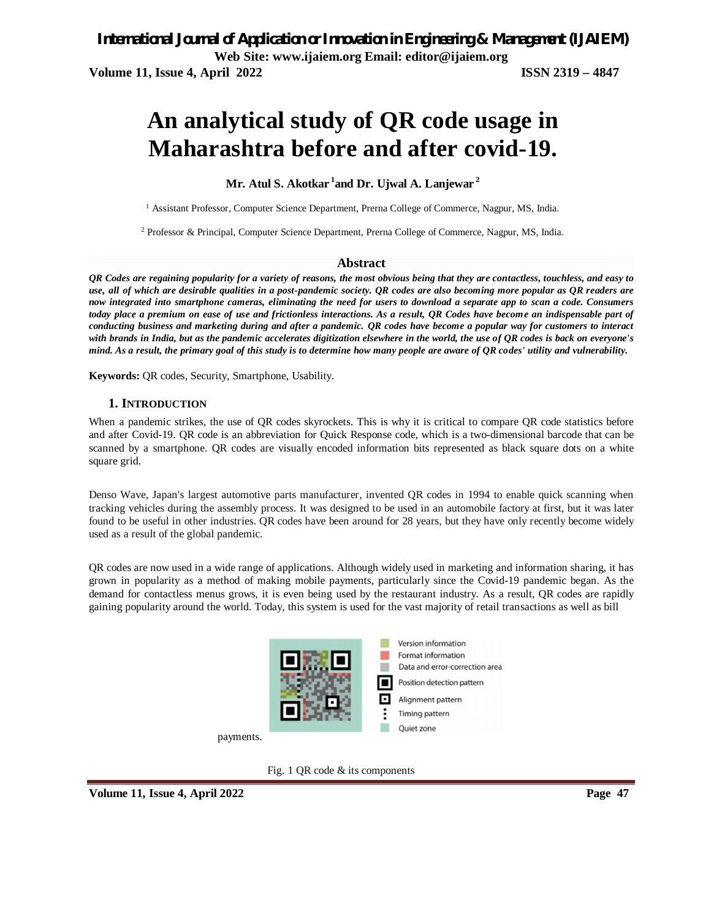# An analytical study of QR code usage in Maharashtra before and after covid-19.

**Mr. Atul S. Akotkar [1] and Dr. Ujwal A. Lanjewar [2]**

[1] Assistant Professor, Computer Science Department, Prerna College of Commerce, Nagpur, MS, India.

[2] Professor & Principal, Computer Science Department, Prerna College of Commerce, Nagpur, MS, India.

## Abstract

***QR Codes are regaining popularity for a variety of reasons, the most obvious being that they are contactless, touchless, and easy to use, all of which are desirable qualities in a post-pandemic society. QR codes are also becoming more popular as QR readers are now integrated into smartphone cameras, eliminating the need for users to download a separate app to scan a code. Consumers today place a premium on ease of use and frictionless interactions. As a result, QR Codes have become an indispensable part of conducting business and marketing during and after a pandemic. QR codes have become a popular way for customers to interact with brands in India, but as the pandemic accelerates digitization elsewhere in the world, the use of QR codes is back on everyone's mind. As a result, the primary goal of this study is to determine how many people are aware of QR codes' utility and vulnerability.***

**Keywords:** QR codes, Security, Smartphone, Usability.

## 1. INTRODUCTION

When a pandemic strikes, the use of QR codes skyrockets. This is why it is critical to compare QR code statistics before and after Covid-19. QR code is an abbreviation for Quick Response code, which is a two-dimensional barcode that can be scanned by a smartphone. QR codes are visually encoded information bits represented as black square dots on a white square grid.

Denso Wave, Japan's largest automotive parts manufacturer, invented QR codes in 1994 to enable quick scanning when tracking vehicles during the assembly process. It was designed to be used in an automobile factory at first, but it was later found to be useful in other industries. QR codes have been around for 28 years, but they have only recently become widely used as a result of the global pandemic.

QR codes are now used in a wide range of applications. Although widely used in marketing and information sharing, it has grown in popularity as a method of making mobile payments, particularly since the Covid-19 pandemic began. As the demand for contactless menus grows, it is even being used by the restaurant industry. As a result, QR codes are rapidly gaining popularity around the world. Today, this system is used for the vast majority of retail transactions as well as bill payments.

Fig. 1 QR code & its components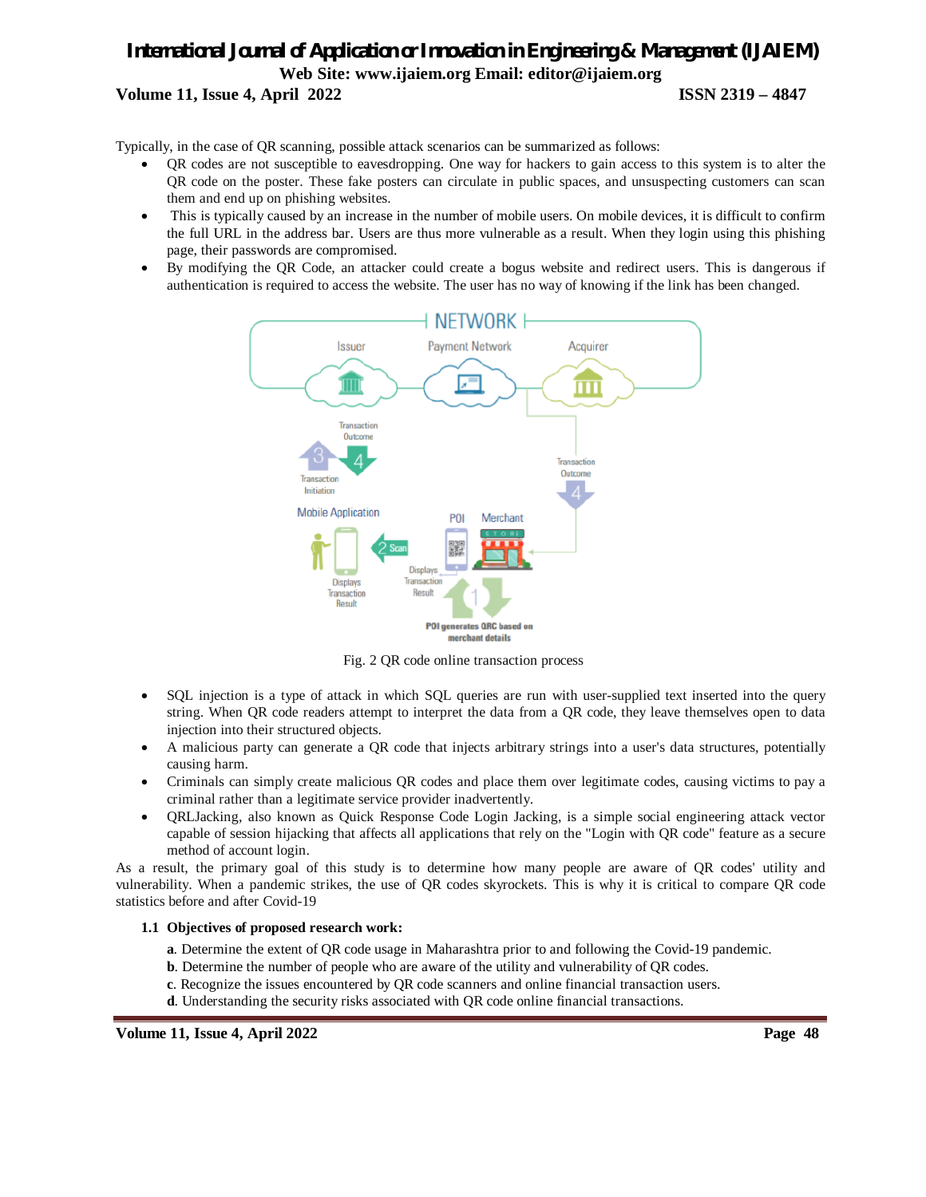Typically, in the case of QR scanning, possible attack scenarios can be summarized as follows:

- QR codes are not susceptible to eavesdropping. One way for hackers to gain access to this system is to alter the QR code on the poster. These fake posters can circulate in public spaces, and unsuspecting customers can scan them and end up on phishing websites.
- This is typically caused by an increase in the number of mobile users. On mobile devices, it is difficult to confirm the full URL in the address bar. Users are thus more vulnerable as a result. When they login using this phishing page, their passwords are compromised.
- By modifying the QR Code, an attacker could create a bogus website and redirect users. This is dangerous if authentication is required to access the website. The user has no way of knowing if the link has been changed.

Fig. 2 QR code online transaction process

- SQL injection is a type of attack in which SQL queries are run with user-supplied text inserted into the query string. When QR code readers attempt to interpret the data from a QR code, they leave themselves open to data injection into their structured objects.
- A malicious party can generate a QR code that injects arbitrary strings into a user's data structures, potentially causing harm.
- Criminals can simply create malicious QR codes and place them over legitimate codes, causing victims to pay a criminal rather than a legitimate service provider inadvertently.
- QRLJacking, also known as Quick Response Code Login Jacking, is a simple social engineering attack vector capable of session hijacking that affects all applications that rely on the "Login with QR code" feature as a secure method of account login.

As a result, the primary goal of this study is to determine how many people are aware of QR codes' utility and vulnerability. When a pandemic strikes, the use of QR codes skyrockets. This is why it is critical to compare QR code statistics before and after Covid-19

### 1.1 Objectives of proposed research work:

**a**. Determine the extent of QR code usage in Maharashtra prior to and following the Covid-19 pandemic.
**b**. Determine the number of people who are aware of the utility and vulnerability of QR codes.
**c**. Recognize the issues encountered by QR code scanners and online financial transaction users.
**d**. Understanding the security risks associated with QR code online financial transactions.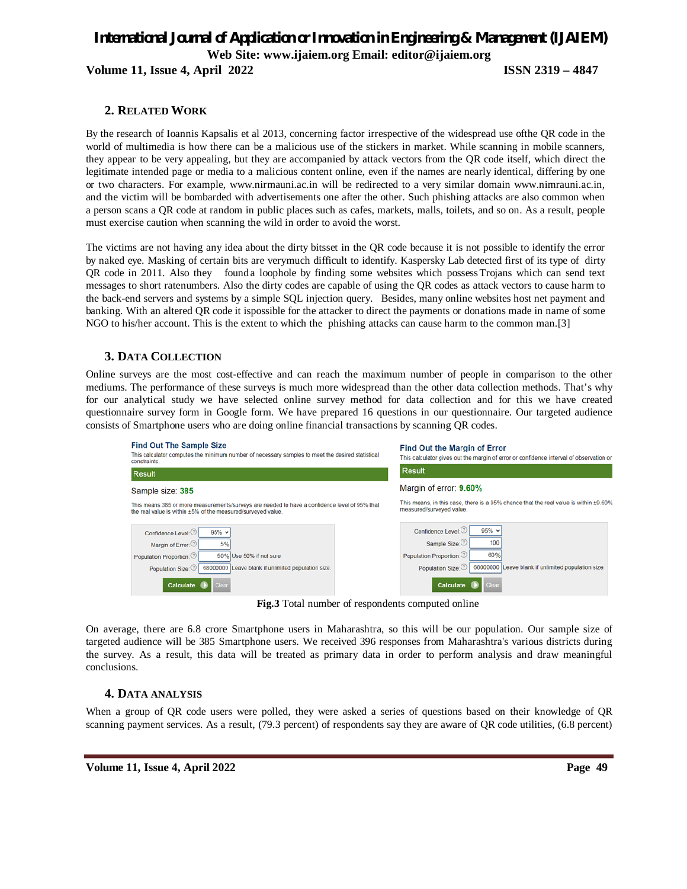## 2. RELATED WORK

By the research of Ioannis Kapsalis et al 2013, concerning factor irrespective of the widespread use ofthe QR code in the world of multimedia is how there can be a malicious use of the stickers in market. While scanning in mobile scanners, they appear to be very appealing, but they are accompanied by attack vectors from the QR code itself, which direct the legitimate intended page or media to a malicious content online, even if the names are nearly identical, differing by one or two characters. For example, www.nirmauni.ac.in will be redirected to a very similar domain www.nimrauni.ac.in, and the victim will be bombarded with advertisements one after the other. Such phishing attacks are also common when a person scans a QR code at random in public places such as cafes, markets, malls, toilets, and so on. As a result, people must exercise caution when scanning the wild in order to avoid the worst.

The victims are not having any idea about the dirty bitsset in the QR code because it is not possible to identify the error by naked eye. Masking of certain bits are verymuch difficult to identify. Kaspersky Lab detected first of its type of dirty QR code in 2011. Also they founda loophole by finding some websites which possess Trojans which can send text messages to short ratenumbers. Also the dirty codes are capable of using the QR codes as attack vectors to cause harm to the back-end servers and systems by a simple SQL injection query. Besides, many online websites host net payment and banking. With an altered QR code it ispossible for the attacker to direct the payments or donations made in name of some NGO to his/her account. This is the extent to which the phishing attacks can cause harm to the common man.[3]

## 3. DATA COLLECTION

Online surveys are the most cost-effective and can reach the maximum number of people in comparison to the other mediums. The performance of these surveys is much more widespread than the other data collection methods. That's why for our analytical study we have selected online survey method for data collection and for this we have created questionnaire survey form in Google form. We have prepared 16 questions in our questionnaire. Our targeted audience consists of Smartphone users who are doing online financial transactions by scanning QR codes.

**Find Out The Sample Size**

This calculator computes the minimum number of necessary samples to meet the desired statistical constraints.

Result

Sample size: 385

This means 385 or more measurements/surveys are needed to have a confidence level of 95% that the real value is within ±5% of the measured/surveyed value.

Confidence Level: 95%
Margin of Error: 5%
Population Proportion: 50% Use 50% if not sure
Population Size: 68000000 Leave blank if unlimited population size.

**Find Out the Margin of Error**

This calculator gives out the margin of error or confidence interval of observation or

Result

Margin of error: 9.60%

This means, in this case, there is a 95% chance that the real value is within ±9.60% measured/surveyed value.

Confidence Level: 95%
Sample Size: 100
Population Proportion: 60%
Population Size: 68000000 Leave blank if unlimited population size.

**Fig.3** Total number of respondents computed online

On average, there are 6.8 crore Smartphone users in Maharashtra, so this will be our population. Our sample size of targeted audience will be 385 Smartphone users. We received 396 responses from Maharashtra's various districts during the survey. As a result, this data will be treated as primary data in order to perform analysis and draw meaningful conclusions.

## 4. DATA ANALYSIS

When a group of QR code users were polled, they were asked a series of questions based on their knowledge of QR scanning payment services. As a result, (79.3 percent) of respondents say they are aware of QR code utilities, (6.8 percent)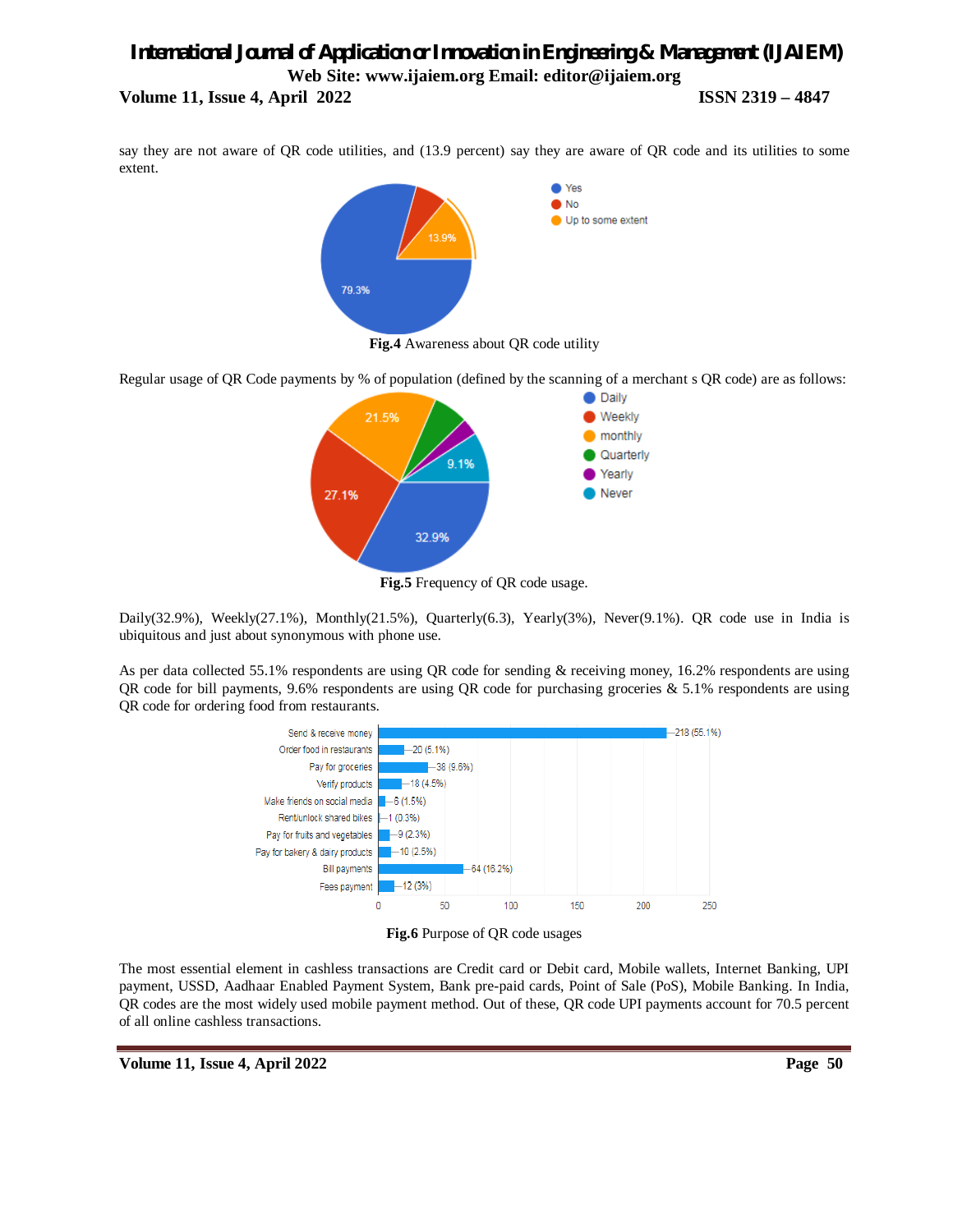say they are not aware of QR code utilities, and (13.9 percent) say they are aware of QR code and its utilities to some extent.

**Fig.4** Awareness about QR code utility

Regular usage of QR Code payments by % of population (defined by the scanning of a merchant s QR code) are as follows:

**Fig.5** Frequency of QR code usage.

Daily(32.9%), Weekly(27.1%), Monthly(21.5%), Quarterly(6.3), Yearly(3%), Never(9.1%). QR code use in India is ubiquitous and just about synonymous with phone use.

As per data collected 55.1% respondents are using QR code for sending & receiving money, 16.2% respondents are using QR code for bill payments, 9.6% respondents are using QR code for purchasing groceries & 5.1% respondents are using QR code for ordering food from restaurants.

**Fig.6** Purpose of QR code usages

The most essential element in cashless transactions are Credit card or Debit card, Mobile wallets, Internet Banking, UPI payment, USSD, Aadhaar Enabled Payment System, Bank pre-paid cards, Point of Sale (PoS), Mobile Banking. In India, QR codes are the most widely used mobile payment method. Out of these, QR code UPI payments account for 70.5 percent of all online cashless transactions.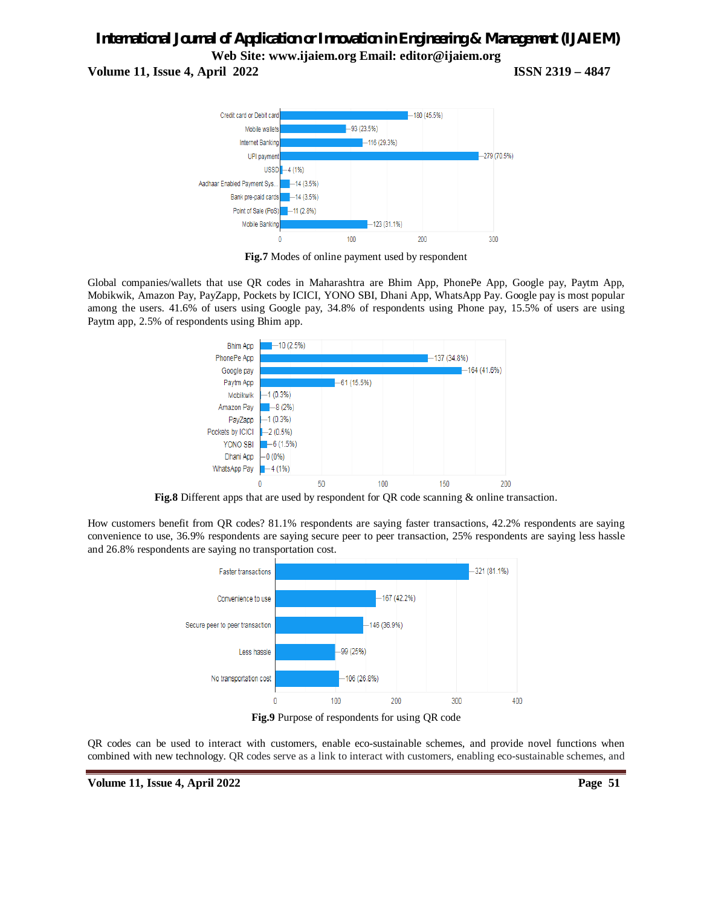**Fig.7** Modes of online payment used by respondent

Global companies/wallets that use QR codes in Maharashtra are Bhim App, PhonePe App, Google pay, Paytm App, Mobikwik, Amazon Pay, PayZapp, Pockets by ICICI, YONO SBI, Dhani App, WhatsApp Pay. Google pay is most popular among the users. 41.6% of users using Google pay, 34.8% of respondents using Phone pay, 15.5% of users are using Paytm app, 2.5% of respondents using Bhim app.

**Fig.8** Different apps that are used by respondent for QR code scanning & online transaction.

How customers benefit from QR codes? 81.1% respondents are saying faster transactions, 42.2% respondents are saying convenience to use, 36.9% respondents are saying secure peer to peer transaction, 25% respondents are saying less hassle and 26.8% respondents are saying no transportation cost.

**Fig.9** Purpose of respondents for using QR code

QR codes can be used to interact with customers, enable eco-sustainable schemes, and provide novel functions when combined with new technology. QR codes serve as a link to interact with customers, enabling eco-sustainable schemes, and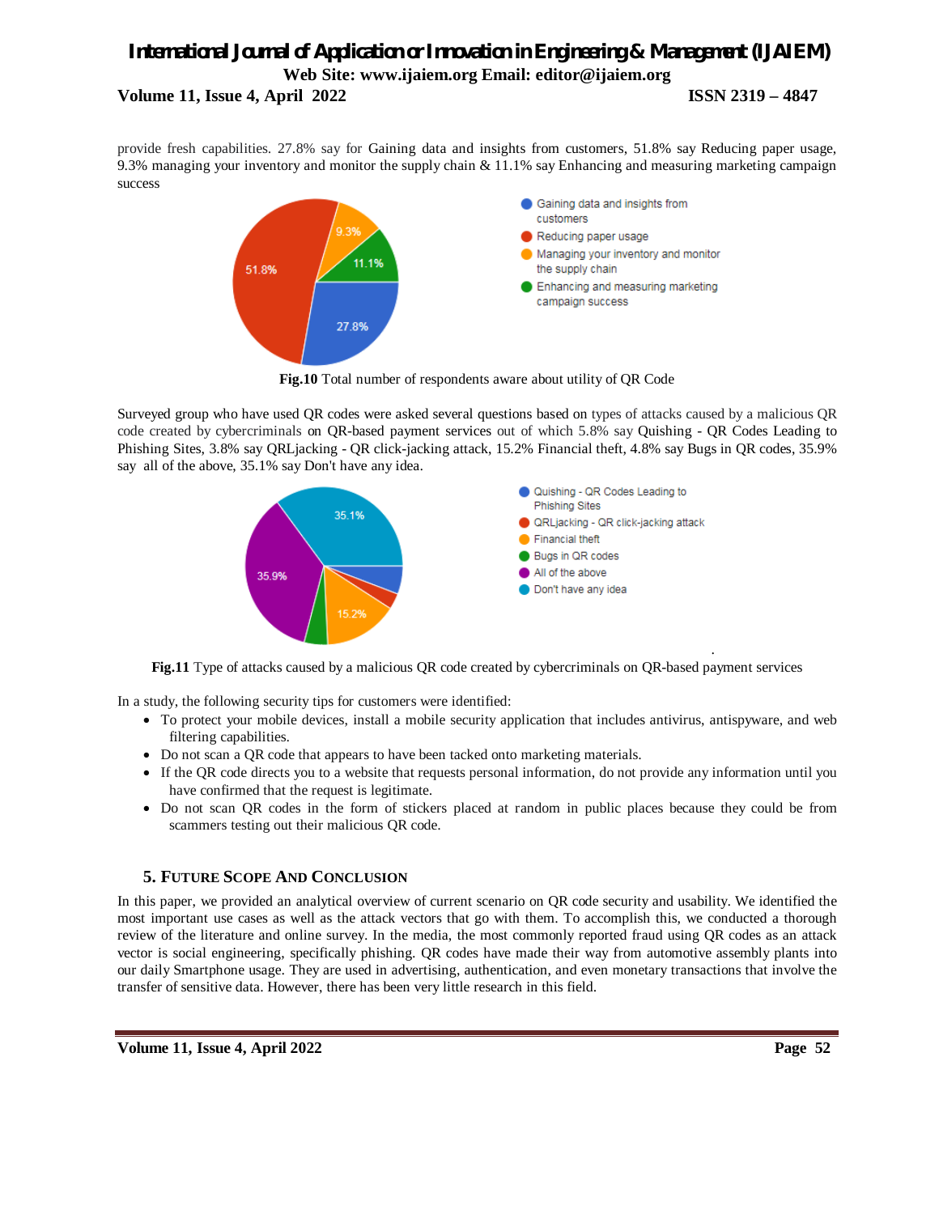provide fresh capabilities. 27.8% say for Gaining data and insights from customers, 51.8% say Reducing paper usage, 9.3% managing your inventory and monitor the supply chain & 11.1% say Enhancing and measuring marketing campaign success

**Fig.10** Total number of respondents aware about utility of QR Code

Surveyed group who have used QR codes were asked several questions based on types of attacks caused by a malicious QR code created by cybercriminals on QR-based payment services out of which 5.8% say Quishing - QR Codes Leading to Phishing Sites, 3.8% say QRLjacking - QR click-jacking attack, 15.2% Financial theft, 4.8% say Bugs in QR codes, 35.9% say all of the above, 35.1% say Don't have any idea.

**Fig.11** Type of attacks caused by a malicious QR code created by cybercriminals on QR-based payment services

In a study, the following security tips for customers were identified:

- To protect your mobile devices, install a mobile security application that includes antivirus, antispyware, and web filtering capabilities.
- Do not scan a QR code that appears to have been tacked onto marketing materials.
- If the QR code directs you to a website that requests personal information, do not provide any information until you have confirmed that the request is legitimate.
- Do not scan QR codes in the form of stickers placed at random in public places because they could be from scammers testing out their malicious QR code.

## 5. Future Scope And Conclusion

In this paper, we provided an analytical overview of current scenario on QR code security and usability. We identified the most important use cases as well as the attack vectors that go with them. To accomplish this, we conducted a thorough review of the literature and online survey. In the media, the most commonly reported fraud using QR codes as an attack vector is social engineering, specifically phishing. QR codes have made their way from automotive assembly plants into our daily Smartphone usage. They are used in advertising, authentication, and even monetary transactions that involve the transfer of sensitive data. However, there has been very little research in this field.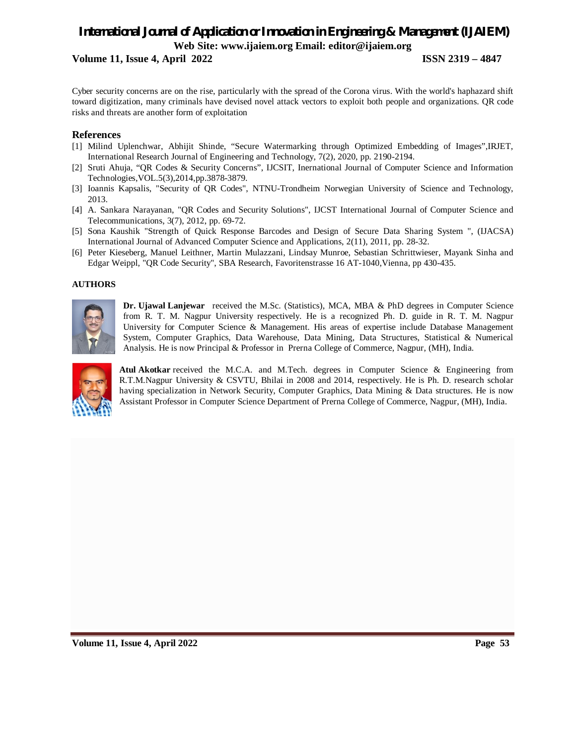Cyber security concerns are on the rise, particularly with the spread of the Corona virus. With the world's haphazard shift toward digitization, many criminals have devised novel attack vectors to exploit both people and organizations. QR code risks and threats are another form of exploitation

## References

[1] Milind Uplenchwar, Abhijit Shinde, "Secure Watermarking through Optimized Embedding of Images",IRJET, International Research Journal of Engineering and Technology, 7(2), 2020, pp. 2190-2194.

[2] Sruti Ahuja, "QR Codes & Security Concerns", IJCSIT, Inernational Journal of Computer Science and Information Technologies,VOL.5(3),2014,pp.3878-3879.

[3] Ioannis Kapsalis, "Security of QR Codes", NTNU-Trondheim Norwegian University of Science and Technology, 2013.

[4] A. Sankara Narayanan, "QR Codes and Security Solutions", IJCST International Journal of Computer Science and Telecommunications, 3(7), 2012, pp. 69-72.

[5] Sona Kaushik "Strength of Quick Response Barcodes and Design of Secure Data Sharing System ", (IJACSA) International Journal of Advanced Computer Science and Applications, 2(11), 2011, pp. 28-32.

[6] Peter Kieseberg, Manuel Leithner, Martin Mulazzani, Lindsay Munroe, Sebastian Schrittwieser, Mayank Sinha and Edgar Weippl, "QR Code Security", SBA Research, Favoritenstrasse 16 AT-1040,Vienna, pp 430-435.

**AUTHORS**

**Dr. Ujawal Lanjewar** received the M.Sc. (Statistics), MCA, MBA & PhD degrees in Computer Science from R. T. M. Nagpur University respectively. He is a recognized Ph. D. guide in R. T. M. Nagpur University for Computer Science & Management. His areas of expertise include Database Management System, Computer Graphics, Data Warehouse, Data Mining, Data Structures, Statistical & Numerical Analysis. He is now Principal & Professor in Prerna College of Commerce, Nagpur, (MH), India.

**Atul Akotkar** received the M.C.A. and M.Tech. degrees in Computer Science & Engineering from R.T.M.Nagpur University & CSVTU, Bhilai in 2008 and 2014, respectively. He is Ph. D. research scholar having specialization in Network Security, Computer Graphics, Data Mining & Data structures. He is now Assistant Professor in Computer Science Department of Prerna College of Commerce, Nagpur, (MH), India.